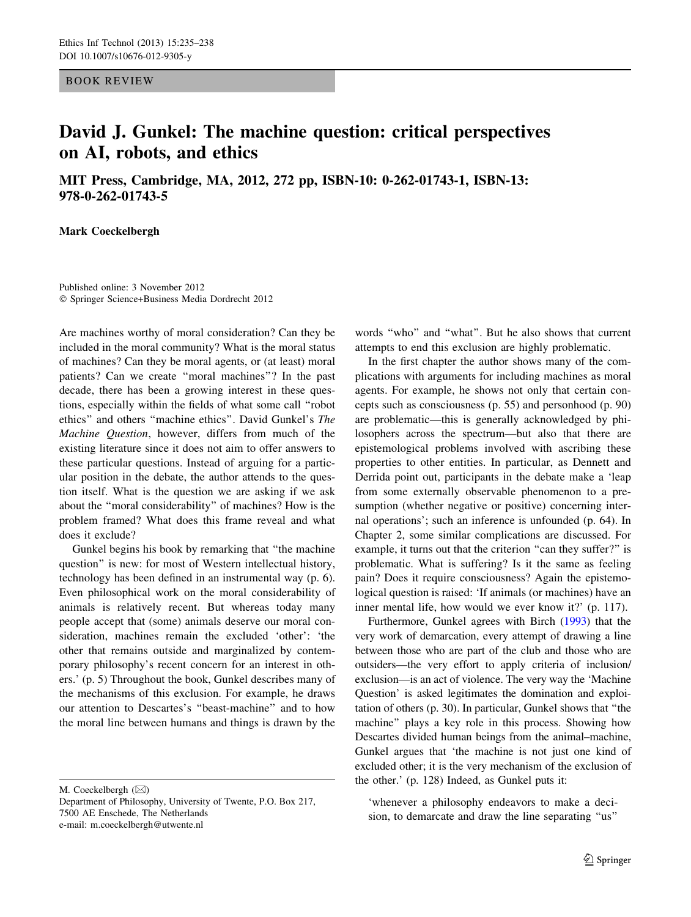BOOK REVIEW

# David J. Gunkel: The machine question: critical perspectives on AI, robots, and ethics

**MIT Press, Cambridge, MA, 2012, 272 pp, ISBN-10: 0-262-01743-1, ISBN-13: 978-0-262-01743-5**

**Mark Coeckelbergh**

Published online: 3 November 2012
© Springer Science+Business Media Dordrecht 2012

Are machines worthy of moral consideration? Can they be included in the moral community? What is the moral status of machines? Can they be moral agents, or (at least) moral patients? Can we create "moral machines"? In the past decade, there has been a growing interest in these questions, especially within the fields of what some call "robot ethics" and others "machine ethics". David Gunkel's *The Machine Question*, however, differs from much of the existing literature since it does not aim to offer answers to these particular questions. Instead of arguing for a particular position in the debate, the author attends to the question itself. What is the question we are asking if we ask about the "moral considerability" of machines? How is the problem framed? What does this frame reveal and what does it exclude?

Gunkel begins his book by remarking that "the machine question" is new: for most of Western intellectual history, technology has been defined in an instrumental way (p. 6). Even philosophical work on the moral considerability of animals is relatively recent. But whereas today many people accept that (some) animals deserve our moral consideration, machines remain the excluded 'other': 'the other that remains outside and marginalized by contemporary philosophy's recent concern for an interest in others.' (p. 5) Throughout the book, Gunkel describes many of the mechanisms of this exclusion. For example, he draws our attention to Descartes's "beast-machine" and to how the moral line between humans and things is drawn by the words "who" and "what". But he also shows that current attempts to end this exclusion are highly problematic.

In the first chapter the author shows many of the complications with arguments for including machines as moral agents. For example, he shows not only that certain concepts such as consciousness (p. 55) and personhood (p. 90) are problematic—this is generally acknowledged by philosophers across the spectrum—but also that there are epistemological problems involved with ascribing these properties to other entities. In particular, as Dennett and Derrida point out, participants in the debate make a 'leap from some externally observable phenomenon to a presumption (whether negative or positive) concerning internal operations'; such an inference is unfounded (p. 64). In Chapter 2, some similar complications are discussed. For example, it turns out that the criterion "can they suffer?" is problematic. What is suffering? Is it the same as feeling pain? Does it require consciousness? Again the epistemological question is raised: 'If animals (or machines) have an inner mental life, how would we ever know it?' (p. 117).

Furthermore, Gunkel agrees with Birch (1993) that the very work of demarcation, every attempt of drawing a line between those who are part of the club and those who are outsiders—the very effort to apply criteria of inclusion/exclusion—is an act of violence. The very way the 'Machine Question' is asked legitimates the domination and exploitation of others (p. 30). In particular, Gunkel shows that "the machine" plays a key role in this process. Showing how Descartes divided human beings from the animal–machine, Gunkel argues that 'the machine is not just one kind of excluded other; it is the very mechanism of the exclusion of the other.' (p. 128) Indeed, as Gunkel puts it:

> 'whenever a philosophy endeavors to make a decision, to demarcate and draw the line separating "us"

M. Coeckelbergh (✉)
Department of Philosophy, University of Twente, P.O. Box 217, 7500 AE Enschede, The Netherlands
e-mail: m.coeckelbergh@utwente.nl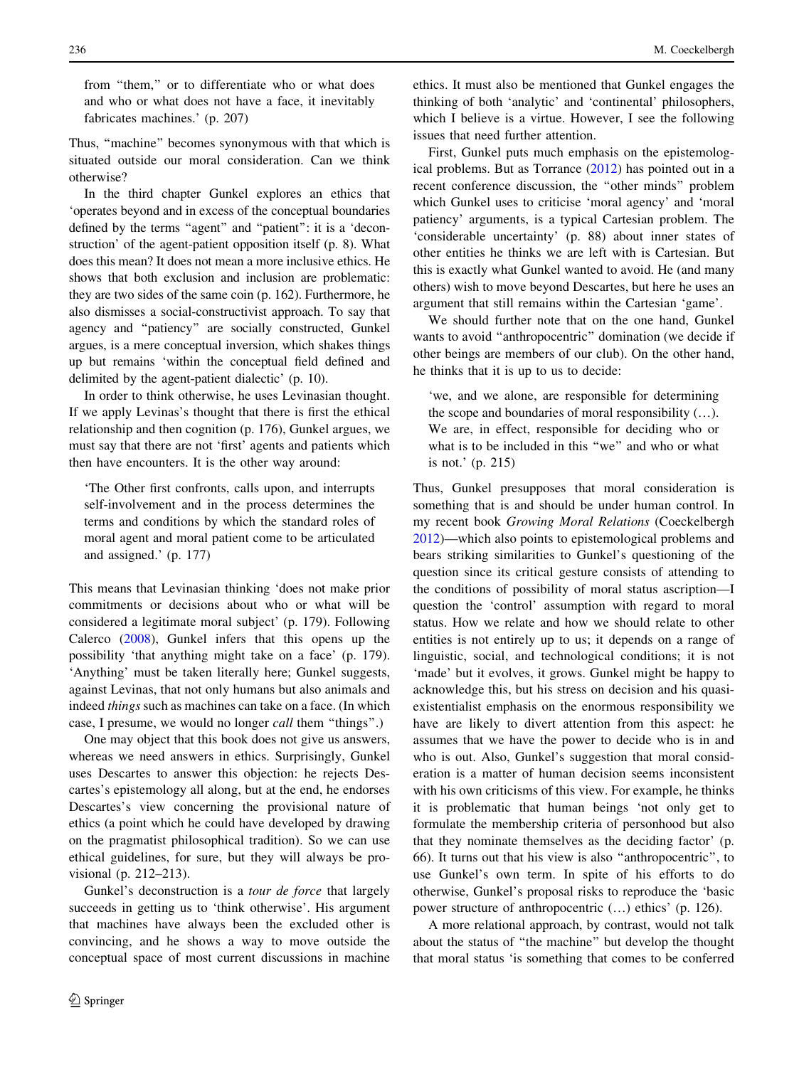from "them," or to differentiate who or what does and who or what does not have a face, it inevitably fabricates machines.' (p. 207)

Thus, "machine" becomes synonymous with that which is situated outside our moral consideration. Can we think otherwise?

In the third chapter Gunkel explores an ethics that 'operates beyond and in excess of the conceptual boundaries defined by the terms "agent" and "patient": it is a 'deconstruction' of the agent-patient opposition itself (p. 8). What does this mean? It does not mean a more inclusive ethics. He shows that both exclusion and inclusion are problematic: they are two sides of the same coin (p. 162). Furthermore, he also dismisses a social-constructivist approach. To say that agency and "patiency" are socially constructed, Gunkel argues, is a mere conceptual inversion, which shakes things up but remains 'within the conceptual field defined and delimited by the agent-patient dialectic' (p. 10).

In order to think otherwise, he uses Levinasian thought. If we apply Levinas's thought that there is first the ethical relationship and then cognition (p. 176), Gunkel argues, we must say that there are not 'first' agents and patients which then have encounters. It is the other way around:

> 'The Other first confronts, calls upon, and interrupts self-involvement and in the process determines the terms and conditions by which the standard roles of moral agent and moral patient come to be articulated and assigned.' (p. 177)

This means that Levinasian thinking 'does not make prior commitments or decisions about who or what will be considered a legitimate moral subject' (p. 179). Following Calerco (2008), Gunkel infers that this opens up the possibility 'that anything might take on a face' (p. 179). 'Anything' must be taken literally here; Gunkel suggests, against Levinas, that not only humans but also animals and indeed *things* such as machines can take on a face. (In which case, I presume, we would no longer *call* them "things".)

One may object that this book does not give us answers, whereas we need answers in ethics. Surprisingly, Gunkel uses Descartes to answer this objection: he rejects Descartes's epistemology all along, but at the end, he endorses Descartes's view concerning the provisional nature of ethics (a point which he could have developed by drawing on the pragmatist philosophical tradition). So we can use ethical guidelines, for sure, but they will always be provisional (p. 212–213).

Gunkel's deconstruction is a *tour de force* that largely succeeds in getting us to 'think otherwise'. His argument that machines have always been the excluded other is convincing, and he shows a way to move outside the conceptual space of most current discussions in machine ethics. It must also be mentioned that Gunkel engages the thinking of both 'analytic' and 'continental' philosophers, which I believe is a virtue. However, I see the following issues that need further attention.

First, Gunkel puts much emphasis on the epistemological problems. But as Torrance (2012) has pointed out in a recent conference discussion, the "other minds" problem which Gunkel uses to criticise 'moral agency' and 'moral patiency' arguments, is a typical Cartesian problem. The 'considerable uncertainty' (p. 88) about inner states of other entities he thinks we are left with is Cartesian. But this is exactly what Gunkel wanted to avoid. He (and many others) wish to move beyond Descartes, but here he uses an argument that still remains within the Cartesian 'game'.

We should further note that on the one hand, Gunkel wants to avoid "anthropocentric" domination (we decide if other beings are members of our club). On the other hand, he thinks that it is up to us to decide:

> 'we, and we alone, are responsible for determining the scope and boundaries of moral responsibility (…). We are, in effect, responsible for deciding who or what is to be included in this "we" and who or what is not.' (p. 215)

Thus, Gunkel presupposes that moral consideration is something that is and should be under human control. In my recent book *Growing Moral Relations* (Coeckelbergh 2012)—which also points to epistemological problems and bears striking similarities to Gunkel's questioning of the question since its critical gesture consists of attending to the conditions of possibility of moral status ascription—I question the 'control' assumption with regard to moral status. How we relate and how we should relate to other entities is not entirely up to us; it depends on a range of linguistic, social, and technological conditions; it is not 'made' but it evolves, it grows. Gunkel might be happy to acknowledge this, but his stress on decision and his quasi-existentialist emphasis on the enormous responsibility we have are likely to divert attention from this aspect: he assumes that we have the power to decide who is in and who is out. Also, Gunkel's suggestion that moral consideration is a matter of human decision seems inconsistent with his own criticisms of this view. For example, he thinks it is problematic that human beings 'not only get to formulate the membership criteria of personhood but also that they nominate themselves as the deciding factor' (p. 66). It turns out that his view is also "anthropocentric", to use Gunkel's own term. In spite of his efforts to do otherwise, Gunkel's proposal risks to reproduce the 'basic power structure of anthropocentric (…) ethics' (p. 126).

A more relational approach, by contrast, would not talk about the status of "the machine" but develop the thought that moral status 'is something that comes to be conferred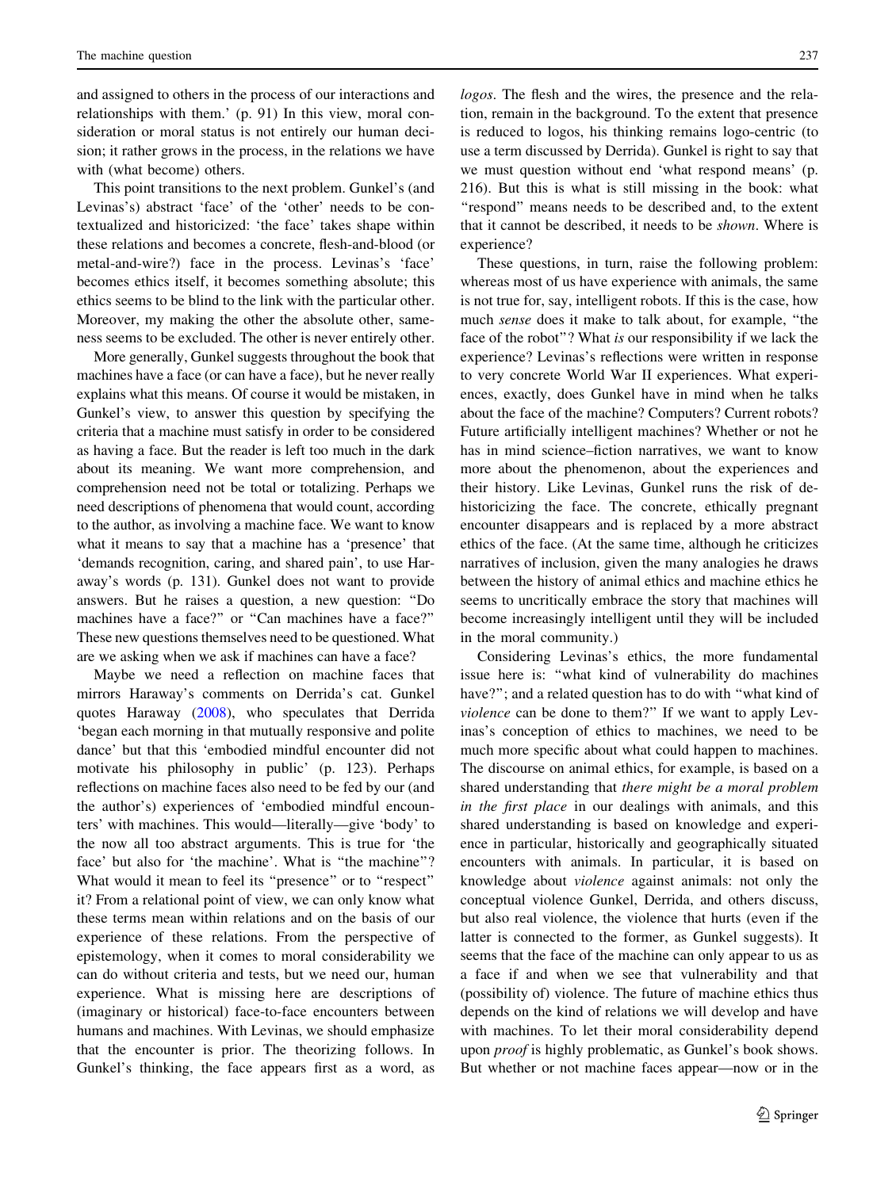and assigned to others in the process of our interactions and relationships with them.' (p. 91) In this view, moral consideration or moral status is not entirely our human decision; it rather grows in the process, in the relations we have with (what become) others.

This point transitions to the next problem. Gunkel's (and Levinas's) abstract 'face' of the 'other' needs to be contextualized and historicized: 'the face' takes shape within these relations and becomes a concrete, flesh-and-blood (or metal-and-wire?) face in the process. Levinas's 'face' becomes ethics itself, it becomes something absolute; this ethics seems to be blind to the link with the particular other. Moreover, my making the other the absolute other, sameness seems to be excluded. The other is never entirely other.

More generally, Gunkel suggests throughout the book that machines have a face (or can have a face), but he never really explains what this means. Of course it would be mistaken, in Gunkel's view, to answer this question by specifying the criteria that a machine must satisfy in order to be considered as having a face. But the reader is left too much in the dark about its meaning. We want more comprehension, and comprehension need not be total or totalizing. Perhaps we need descriptions of phenomena that would count, according to the author, as involving a machine face. We want to know what it means to say that a machine has a 'presence' that 'demands recognition, caring, and shared pain', to use Haraway's words (p. 131). Gunkel does not want to provide answers. But he raises a question, a new question: "Do machines have a face?" or "Can machines have a face?" These new questions themselves need to be questioned. What are we asking when we ask if machines can have a face?

Maybe we need a reflection on machine faces that mirrors Haraway's comments on Derrida's cat. Gunkel quotes Haraway (2008), who speculates that Derrida 'began each morning in that mutually responsive and polite dance' but that this 'embodied mindful encounter did not motivate his philosophy in public' (p. 123). Perhaps reflections on machine faces also need to be fed by our (and the author's) experiences of 'embodied mindful encounters' with machines. This would—literally—give 'body' to the now all too abstract arguments. This is true for 'the face' but also for 'the machine'. What is "the machine"? What would it mean to feel its "presence" or to "respect" it? From a relational point of view, we can only know what these terms mean within relations and on the basis of our experience of these relations. From the perspective of epistemology, when it comes to moral considerability we can do without criteria and tests, but we need our, human experience. What is missing here are descriptions of (imaginary or historical) face-to-face encounters between humans and machines. With Levinas, we should emphasize that the encounter is prior. The theorizing follows. In Gunkel's thinking, the face appears first as a word, as *logos*. The flesh and the wires, the presence and the relation, remain in the background. To the extent that presence is reduced to logos, his thinking remains logo-centric (to use a term discussed by Derrida). Gunkel is right to say that we must question without end 'what respond means' (p. 216). But this is what is still missing in the book: what "respond" means needs to be described and, to the extent that it cannot be described, it needs to be *shown*. Where is experience?

These questions, in turn, raise the following problem: whereas most of us have experience with animals, the same is not true for, say, intelligent robots. If this is the case, how much *sense* does it make to talk about, for example, "the face of the robot"? What *is* our responsibility if we lack the experience? Levinas's reflections were written in response to very concrete World War II experiences. What experiences, exactly, does Gunkel have in mind when he talks about the face of the machine? Computers? Current robots? Future artificially intelligent machines? Whether or not he has in mind science–fiction narratives, we want to know more about the phenomenon, about the experiences and their history. Like Levinas, Gunkel runs the risk of dehistoricizing the face. The concrete, ethically pregnant encounter disappears and is replaced by a more abstract ethics of the face. (At the same time, although he criticizes narratives of inclusion, given the many analogies he draws between the history of animal ethics and machine ethics he seems to uncritically embrace the story that machines will become increasingly intelligent until they will be included in the moral community.)

Considering Levinas's ethics, the more fundamental issue here is: "what kind of vulnerability do machines have?"; and a related question has to do with "what kind of *violence* can be done to them?" If we want to apply Levinas's conception of ethics to machines, we need to be much more specific about what could happen to machines. The discourse on animal ethics, for example, is based on a shared understanding that *there might be a moral problem in the first place* in our dealings with animals, and this shared understanding is based on knowledge and experience in particular, historically and geographically situated encounters with animals. In particular, it is based on knowledge about *violence* against animals: not only the conceptual violence Gunkel, Derrida, and others discuss, but also real violence, the violence that hurts (even if the latter is connected to the former, as Gunkel suggests). It seems that the face of the machine can only appear to us as a face if and when we see that vulnerability and that (possibility of) violence. The future of machine ethics thus depends on the kind of relations we will develop and have with machines. To let their moral considerability depend upon *proof* is highly problematic, as Gunkel's book shows. But whether or not machine faces appear—now or in the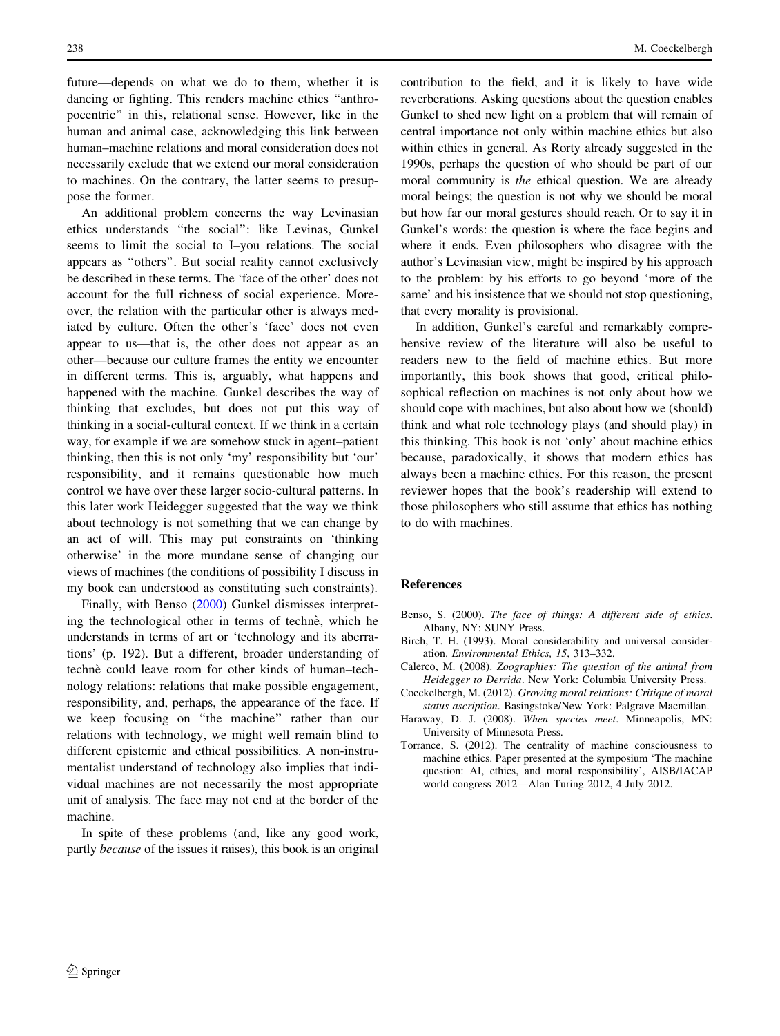future—depends on what we do to them, whether it is dancing or fighting. This renders machine ethics "anthropocentric" in this, relational sense. However, like in the human and animal case, acknowledging this link between human–machine relations and moral consideration does not necessarily exclude that we extend our moral consideration to machines. On the contrary, the latter seems to presuppose the former.

An additional problem concerns the way Levinasian ethics understands "the social": like Levinas, Gunkel seems to limit the social to I–you relations. The social appears as "others". But social reality cannot exclusively be described in these terms. The 'face of the other' does not account for the full richness of social experience. Moreover, the relation with the particular other is always mediated by culture. Often the other's 'face' does not even appear to us—that is, the other does not appear as an other—because our culture frames the entity we encounter in different terms. This is, arguably, what happens and happened with the machine. Gunkel describes the way of thinking that excludes, but does not put this way of thinking in a social-cultural context. If we think in a certain way, for example if we are somehow stuck in agent–patient thinking, then this is not only 'my' responsibility but 'our' responsibility, and it remains questionable how much control we have over these larger socio-cultural patterns. In this later work Heidegger suggested that the way we think about technology is not something that we can change by an act of will. This may put constraints on 'thinking otherwise' in the more mundane sense of changing our views of machines (the conditions of possibility I discuss in my book can understood as constituting such constraints).

Finally, with Benso (2000) Gunkel dismisses interpreting the technological other in terms of technè, which he understands in terms of art or 'technology and its aberrations' (p. 192). But a different, broader understanding of technè could leave room for other kinds of human–technology relations: relations that make possible engagement, responsibility, and, perhaps, the appearance of the face. If we keep focusing on "the machine" rather than our relations with technology, we might well remain blind to different epistemic and ethical possibilities. A non-instrumentalist understand of technology also implies that individual machines are not necessarily the most appropriate unit of analysis. The face may not end at the border of the machine.

In spite of these problems (and, like any good work, partly *because* of the issues it raises), this book is an original contribution to the field, and it is likely to have wide reverberations. Asking questions about the question enables Gunkel to shed new light on a problem that will remain of central importance not only within machine ethics but also within ethics in general. As Rorty already suggested in the 1990s, perhaps the question of who should be part of our moral community is *the* ethical question. We are already moral beings; the question is not why we should be moral but how far our moral gestures should reach. Or to say it in Gunkel's words: the question is where the face begins and where it ends. Even philosophers who disagree with the author's Levinasian view, might be inspired by his approach to the problem: by his efforts to go beyond 'more of the same' and his insistence that we should not stop questioning, that every morality is provisional.

In addition, Gunkel's careful and remarkably comprehensive review of the literature will also be useful to readers new to the field of machine ethics. But more importantly, this book shows that good, critical philosophical reflection on machines is not only about how we should cope with machines, but also about how we (should) think and what role technology plays (and should play) in this thinking. This book is not 'only' about machine ethics because, paradoxically, it shows that modern ethics has always been a machine ethics. For this reason, the present reviewer hopes that the book's readership will extend to those philosophers who still assume that ethics has nothing to do with machines.

## References

Benso, S. (2000). *The face of things: A different side of ethics*. Albany, NY: SUNY Press.

Birch, T. H. (1993). Moral considerability and universal consideration. *Environmental Ethics, 15*, 313–332.

Calerco, M. (2008). *Zoographies: The question of the animal from Heidegger to Derrida*. New York: Columbia University Press.

Coeckelbergh, M. (2012). *Growing moral relations: Critique of moral status ascription*. Basingstoke/New York: Palgrave Macmillan.

Haraway, D. J. (2008). *When species meet*. Minneapolis, MN: University of Minnesota Press.

Torrance, S. (2012). The centrality of machine consciousness to machine ethics. Paper presented at the symposium 'The machine question: AI, ethics, and moral responsibility', AISB/IACAP world congress 2012—Alan Turing 2012, 4 July 2012.